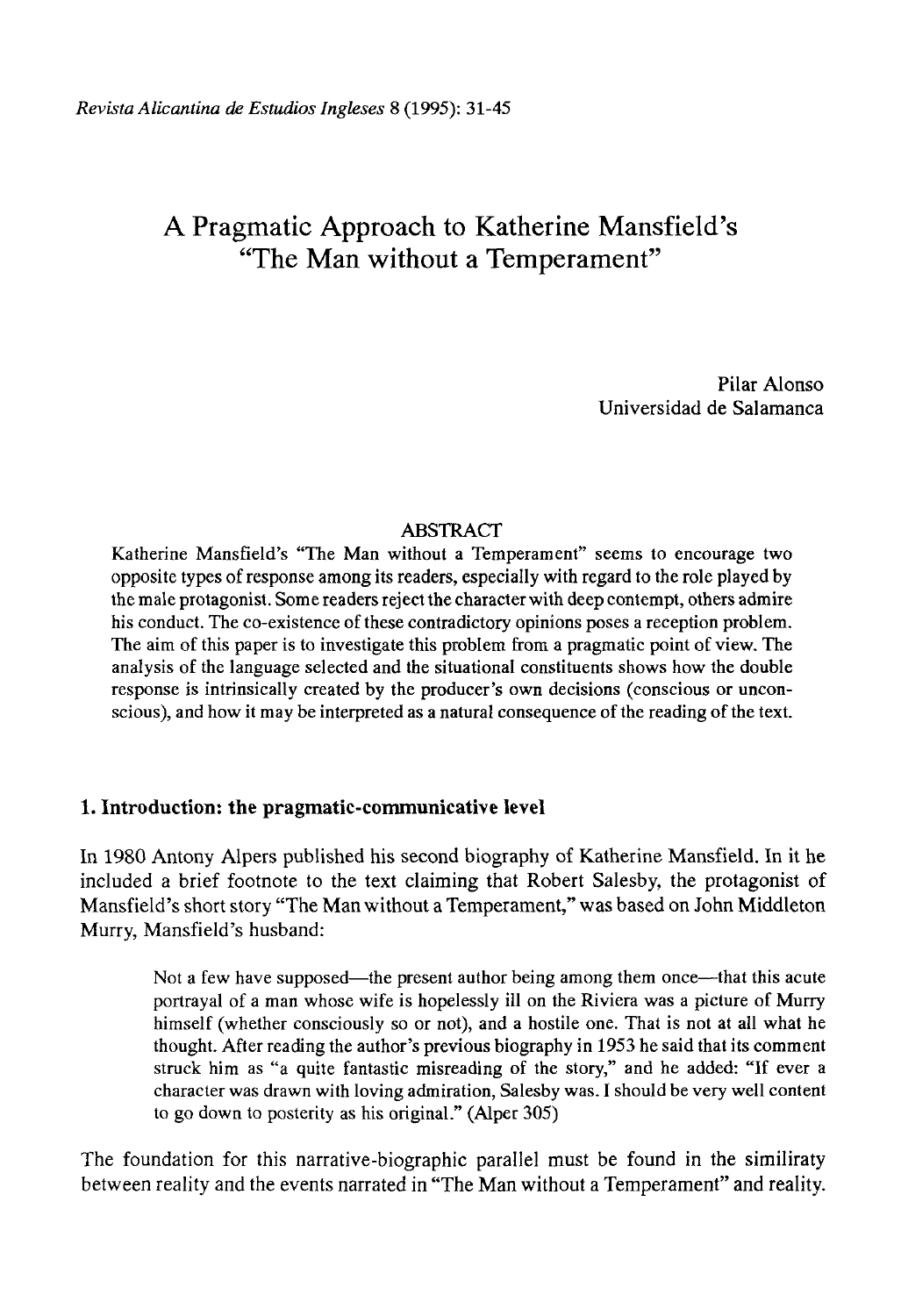*Revista Alicantina de Estudios Ingleses* 8 (1995): 31-45

# A Pragmatic Approach to Katherine Mansfield's "The Man without a Temperament"

Pilar Alonso
Universidad de Salamanca

### ABSTRACT

Katherine Mansfield's "The Man without a Temperament" seems to encourage two opposite types of response among its readers, especially with regard to the role played by the male protagonist. Some readers reject the character with deep contempt, others admire his conduct. The co-existence of these contradictory opinions poses a reception problem. The aim of this paper is to investigate this problem from a pragmatic point of view. The analysis of the language selected and the situational constituents shows how the double response is intrinsically created by the producer's own decisions (conscious or unconscious), and how it may be interpreted as a natural consequence of the reading of the text.

## 1. Introduction: the pragmatic-communicative level

In 1980 Antony Alpers published his second biography of Katherine Mansfield. In it he included a brief footnote to the text claiming that Robert Salesby, the protagonist of Mansfield's short story "The Man without a Temperament," was based on John Middleton Murry, Mansfield's husband:

> Not a few have supposed—the present author being among them once—that this acute portrayal of a man whose wife is hopelessly ill on the Riviera was a picture of Murry himself (whether consciously so or not), and a hostile one. That is not at all what he thought. After reading the author's previous biography in 1953 he said that its comment struck him as "a quite fantastic misreading of the story," and he added: "If ever a character was drawn with loving admiration, Salesby was. I should be very well content to go down to posterity as his original." (Alper 305)

The foundation for this narrative-biographic parallel must be found in the similiraty between reality and the events narrated in "The Man without a Temperament" and reality.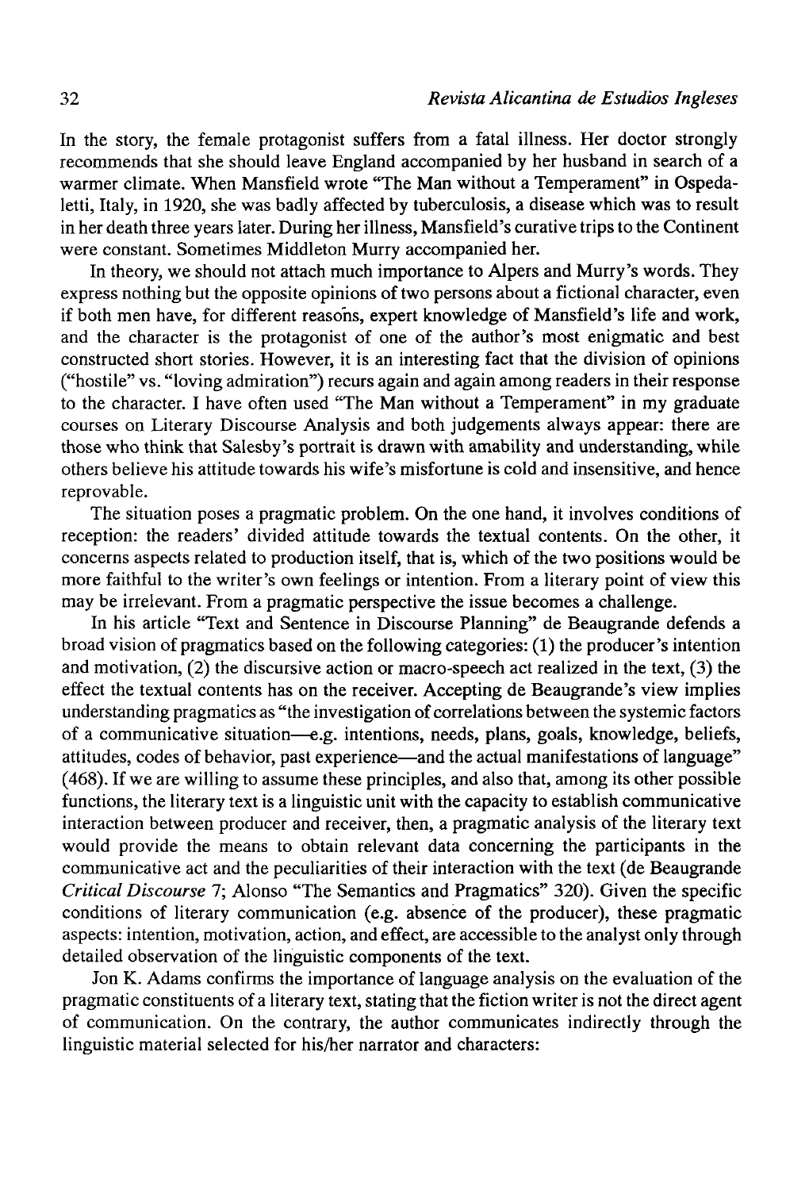In the story, the female protagonist suffers from a fatal illness. Her doctor strongly recommends that she should leave England accompanied by her husband in search of a warmer climate. When Mansfield wrote "The Man without a Temperament" in Ospedaletti, Italy, in 1920, she was badly affected by tuberculosis, a disease which was to result in her death three years later. During her illness, Mansfield's curative trips to the Continent were constant. Sometimes Middleton Murry accompanied her.

In theory, we should not attach much importance to Alpers and Murry's words. They express nothing but the opposite opinions of two persons about a fictional character, even if both men have, for different reasons, expert knowledge of Mansfield's life and work, and the character is the protagonist of one of the author's most enigmatic and best constructed short stories. However, it is an interesting fact that the division of opinions ("hostile" vs. "loving admiration") recurs again and again among readers in their response to the character. I have often used "The Man without a Temperament" in my graduate courses on Literary Discourse Analysis and both judgements always appear: there are those who think that Salesby's portrait is drawn with amability and understanding, while others believe his attitude towards his wife's misfortune is cold and insensitive, and hence reprovable.

The situation poses a pragmatic problem. On the one hand, it involves conditions of reception: the readers' divided attitude towards the textual contents. On the other, it concerns aspects related to production itself, that is, which of the two positions would be more faithful to the writer's own feelings or intention. From a literary point of view this may be irrelevant. From a pragmatic perspective the issue becomes a challenge.

In his article "Text and Sentence in Discourse Planning" de Beaugrande defends a broad vision of pragmatics based on the following categories: (1) the producer's intention and motivation, (2) the discursive action or macro-speech act realized in the text, (3) the effect the textual contents has on the receiver. Accepting de Beaugrande's view implies understanding pragmatics as "the investigation of correlations between the systemic factors of a communicative situation—e.g. intentions, needs, plans, goals, knowledge, beliefs, attitudes, codes of behavior, past experience—and the actual manifestations of language" (468). If we are willing to assume these principles, and also that, among its other possible functions, the literary text is a linguistic unit with the capacity to establish communicative interaction between producer and receiver, then, a pragmatic analysis of the literary text would provide the means to obtain relevant data concerning the participants in the communicative act and the peculiarities of their interaction with the text (de Beaugrande *Critical Discourse* 7; Alonso "The Semantics and Pragmatics" 320). Given the specific conditions of literary communication (e.g. absence of the producer), these pragmatic aspects: intention, motivation, action, and effect, are accessible to the analyst only through detailed observation of the linguistic components of the text.

Jon K. Adams confirms the importance of language analysis on the evaluation of the pragmatic constituents of a literary text, stating that the fiction writer is not the direct agent of communication. On the contrary, the author communicates indirectly through the linguistic material selected for his/her narrator and characters: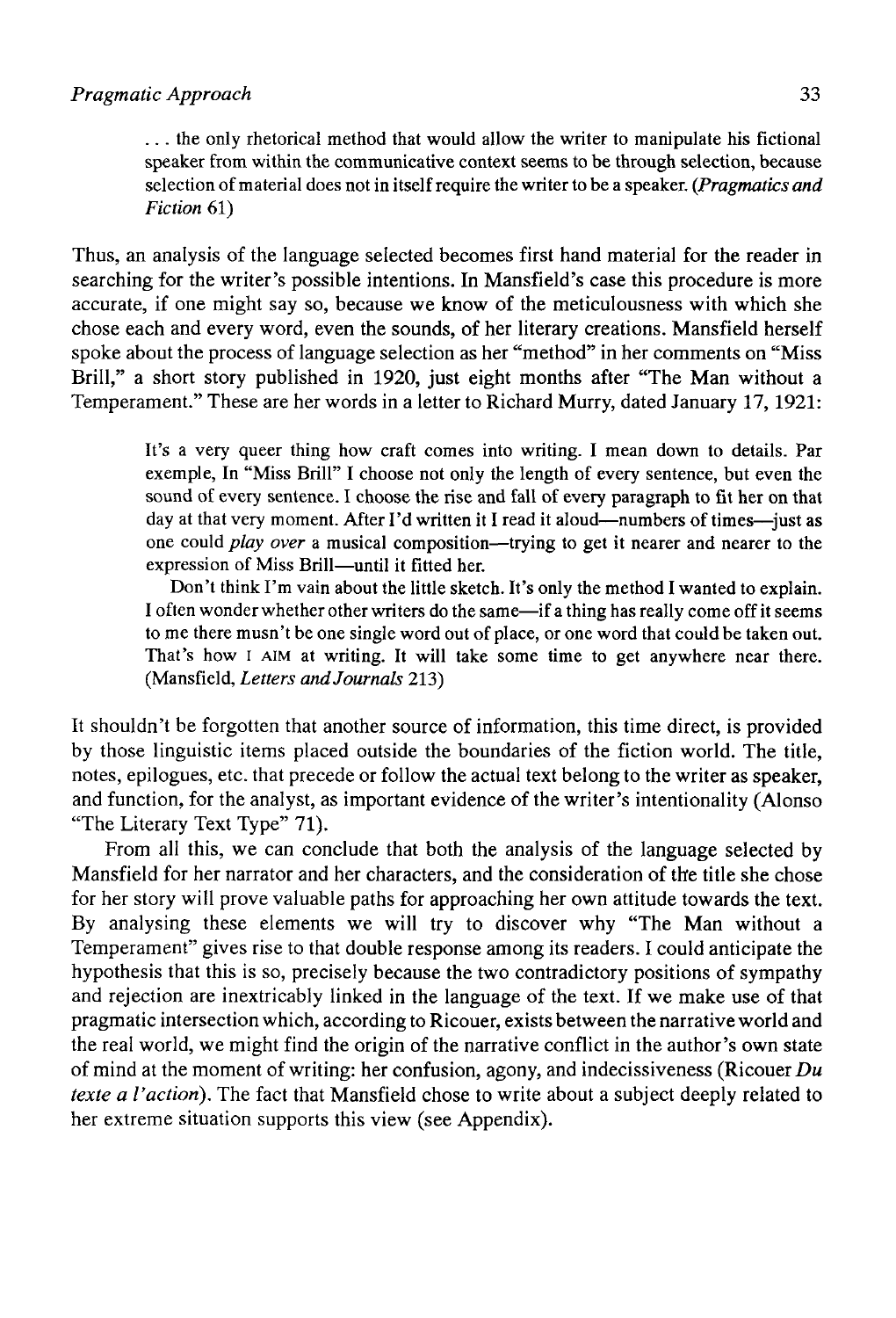> . . . the only rhetorical method that would allow the writer to manipulate his fictional speaker from within the communicative context seems to be through selection, because selection of material does not in itself require the writer to be a speaker. (*Pragmatics and Fiction* 61)

Thus, an analysis of the language selected becomes first hand material for the reader in searching for the writer's possible intentions. In Mansfield's case this procedure is more accurate, if one might say so, because we know of the meticulousness with which she chose each and every word, even the sounds, of her literary creations. Mansfield herself spoke about the process of language selection as her "method" in her comments on "Miss Brill," a short story published in 1920, just eight months after "The Man without a Temperament." These are her words in a letter to Richard Murry, dated January 17, 1921:

> It's a very queer thing how craft comes into writing. I mean down to details. Par exemple, In "Miss Brill" I choose not only the length of every sentence, but even the sound of every sentence. I choose the rise and fall of every paragraph to fit her on that day at that very moment. After I'd written it I read it aloud—numbers of times—just as one could *play over* a musical composition—trying to get it nearer and nearer to the expression of Miss Brill—until it fitted her.
>
> Don't think I'm vain about the little sketch. It's only the method I wanted to explain. I often wonder whether other writers do the same—if a thing has really come off it seems to me there musn't be one single word out of place, or one word that could be taken out. That's how I AIM at writing. It will take some time to get anywhere near there. (Mansfield, *Letters and Journals* 213)

It shouldn't be forgotten that another source of information, this time direct, is provided by those linguistic items placed outside the boundaries of the fiction world. The title, notes, epilogues, etc. that precede or follow the actual text belong to the writer as speaker, and function, for the analyst, as important evidence of the writer's intentionality (Alonso "The Literary Text Type" 71).

From all this, we can conclude that both the analysis of the language selected by Mansfield for her narrator and her characters, and the consideration of the title she chose for her story will prove valuable paths for approaching her own attitude towards the text. By analysing these elements we will try to discover why "The Man without a Temperament" gives rise to that double response among its readers. I could anticipate the hypothesis that this is so, precisely because the two contradictory positions of sympathy and rejection are inextricably linked in the language of the text. If we make use of that pragmatic intersection which, according to Ricouer, exists between the narrative world and the real world, we might find the origin of the narrative conflict in the author's own state of mind at the moment of writing: her confusion, agony, and indecissiveness (Ricouer *Du texte a l'action*). The fact that Mansfield chose to write about a subject deeply related to her extreme situation supports this view (see Appendix).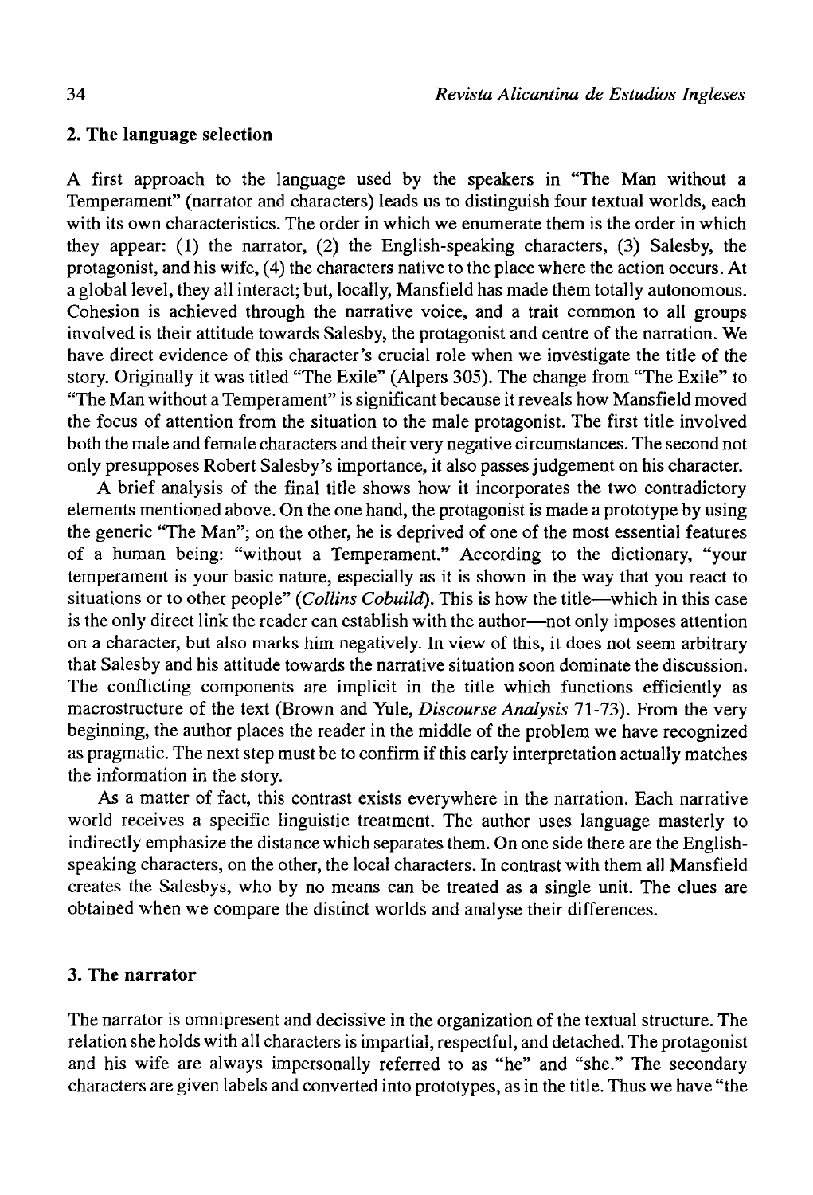## 2. The language selection

A first approach to the language used by the speakers in "The Man without a Temperament" (narrator and characters) leads us to distinguish four textual worlds, each with its own characteristics. The order in which we enumerate them is the order in which they appear: (1) the narrator, (2) the English-speaking characters, (3) Salesby, the protagonist, and his wife, (4) the characters native to the place where the action occurs. At a global level, they all interact; but, locally, Mansfield has made them totally autonomous. Cohesion is achieved through the narrative voice, and a trait common to all groups involved is their attitude towards Salesby, the protagonist and centre of the narration. We have direct evidence of this character's crucial role when we investigate the title of the story. Originally it was titled "The Exile" (Alpers 305). The change from "The Exile" to "The Man without a Temperament" is significant because it reveals how Mansfield moved the focus of attention from the situation to the male protagonist. The first title involved both the male and female characters and their very negative circumstances. The second not only presupposes Robert Salesby's importance, it also passes judgement on his character.

A brief analysis of the final title shows how it incorporates the two contradictory elements mentioned above. On the one hand, the protagonist is made a prototype by using the generic "The Man"; on the other, he is deprived of one of the most essential features of a human being: "without a Temperament." According to the dictionary, "your temperament is your basic nature, especially as it is shown in the way that you react to situations or to other people" (*Collins Cobuild*). This is how the title—which in this case is the only direct link the reader can establish with the author—not only imposes attention on a character, but also marks him negatively. In view of this, it does not seem arbitrary that Salesby and his attitude towards the narrative situation soon dominate the discussion. The conflicting components are implicit in the title which functions efficiently as macrostructure of the text (Brown and Yule, *Discourse Analysis* 71-73). From the very beginning, the author places the reader in the middle of the problem we have recognized as pragmatic. The next step must be to confirm if this early interpretation actually matches the information in the story.

As a matter of fact, this contrast exists everywhere in the narration. Each narrative world receives a specific linguistic treatment. The author uses language masterly to indirectly emphasize the distance which separates them. On one side there are the English-speaking characters, on the other, the local characters. In contrast with them all Mansfield creates the Salesbys, who by no means can be treated as a single unit. The clues are obtained when we compare the distinct worlds and analyse their differences.

## 3. The narrator

The narrator is omnipresent and decissive in the organization of the textual structure. The relation she holds with all characters is impartial, respectful, and detached. The protagonist and his wife are always impersonally referred to as "he" and "she." The secondary characters are given labels and converted into prototypes, as in the title. Thus we have "the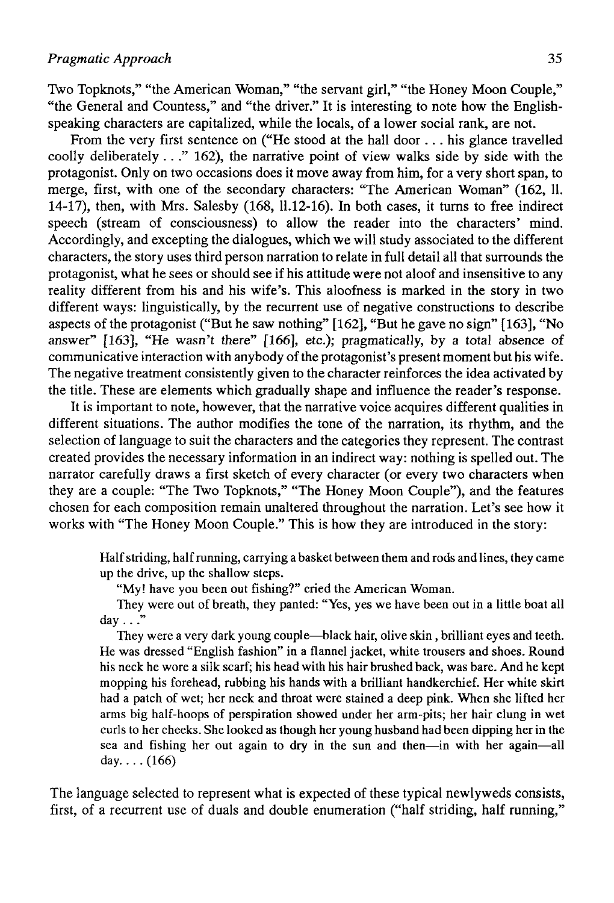Two Topknots," "the American Woman," "the servant girl," "the Honey Moon Couple," "the General and Countess," and "the driver." It is interesting to note how the English-speaking characters are capitalized, while the locals, of a lower social rank, are not.

From the very first sentence on ("He stood at the hall door . . . his glance travelled coolly deliberately . . ." 162), the narrative point of view walks side by side with the protagonist. Only on two occasions does it move away from him, for a very short span, to merge, first, with one of the secondary characters: "The American Woman" (162, ll. 14-17), then, with Mrs. Salesby (168, ll.12-16). In both cases, it turns to free indirect speech (stream of consciousness) to allow the reader into the characters' mind. Accordingly, and excepting the dialogues, which we will study associated to the different characters, the story uses third person narration to relate in full detail all that surrounds the protagonist, what he sees or should see if his attitude were not aloof and insensitive to any reality different from his and his wife's. This aloofness is marked in the story in two different ways: linguistically, by the recurrent use of negative constructions to describe aspects of the protagonist ("But he saw nothing" [162], "But he gave no sign" [163], "No answer" [163], "He wasn't there" [166], etc.); pragmatically, by a total absence of communicative interaction with anybody of the protagonist's present moment but his wife. The negative treatment consistently given to the character reinforces the idea activated by the title. These are elements which gradually shape and influence the reader's response.

It is important to note, however, that the narrative voice acquires different qualities in different situations. The author modifies the tone of the narration, its rhythm, and the selection of language to suit the characters and the categories they represent. The contrast created provides the necessary information in an indirect way: nothing is spelled out. The narrator carefully draws a first sketch of every character (or every two characters when they are a couple: "The Two Topknots," "The Honey Moon Couple"), and the features chosen for each composition remain unaltered throughout the narration. Let's see how it works with "The Honey Moon Couple." This is how they are introduced in the story:

> Half striding, half running, carrying a basket between them and rods and lines, they came up the drive, up the shallow steps.
>
> "My! have you been out fishing?" cried the American Woman.
>
> They were out of breath, they panted: "Yes, yes we have been out in a little boat all day . . ."
>
> They were a very dark young couple—black hair, olive skin , brilliant eyes and teeth. He was dressed "English fashion" in a flannel jacket, white trousers and shoes. Round his neck he wore a silk scarf; his head with his hair brushed back, was bare. And he kept mopping his forehead, rubbing his hands with a brilliant handkerchief. Her white skirt had a patch of wet; her neck and throat were stained a deep pink. When she lifted her arms big half-hoops of perspiration showed under her arm-pits; her hair clung in wet curls to her cheeks. She looked as though her young husband had been dipping her in the sea and fishing her out again to dry in the sun and then—in with her again—all day. . . . (166)

The language selected to represent what is expected of these typical newlyweds consists, first, of a recurrent use of duals and double enumeration ("half striding, half running,"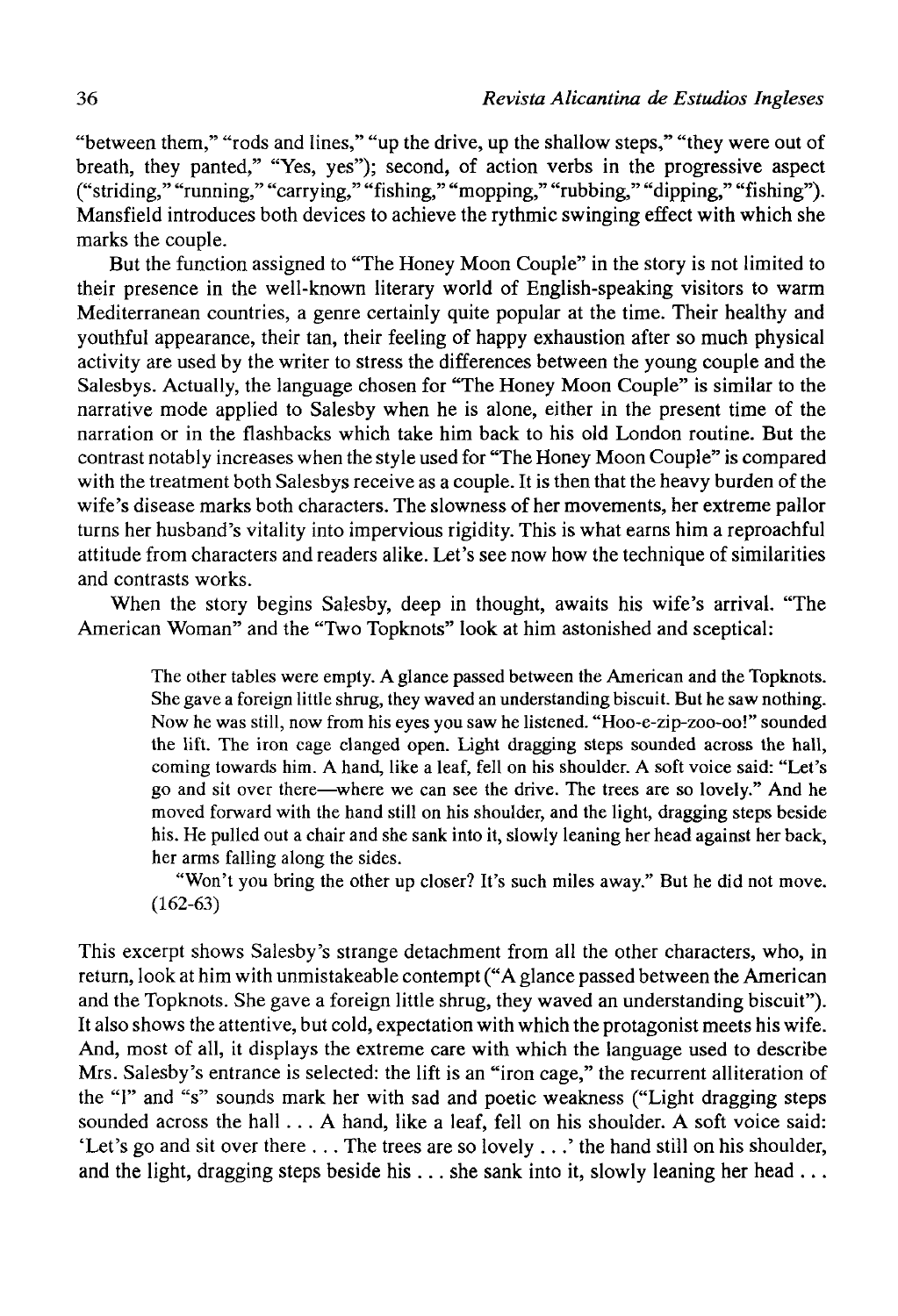"between them," "rods and lines," "up the drive, up the shallow steps," "they were out of breath, they panted," "Yes, yes"); second, of action verbs in the progressive aspect ("striding," "running," "carrying," "fishing," "mopping," "rubbing," "dipping," "fishing"). Mansfield introduces both devices to achieve the rythmic swinging effect with which she marks the couple.

But the function assigned to "The Honey Moon Couple" in the story is not limited to their presence in the well-known literary world of English-speaking visitors to warm Mediterranean countries, a genre certainly quite popular at the time. Their healthy and youthful appearance, their tan, their feeling of happy exhaustion after so much physical activity are used by the writer to stress the differences between the young couple and the Salesbys. Actually, the language chosen for "The Honey Moon Couple" is similar to the narrative mode applied to Salesby when he is alone, either in the present time of the narration or in the flashbacks which take him back to his old London routine. But the contrast notably increases when the style used for "The Honey Moon Couple" is compared with the treatment both Salesbys receive as a couple. It is then that the heavy burden of the wife's disease marks both characters. The slowness of her movements, her extreme pallor turns her husband's vitality into impervious rigidity. This is what earns him a reproachful attitude from characters and readers alike. Let's see now how the technique of similarities and contrasts works.

When the story begins Salesby, deep in thought, awaits his wife's arrival. "The American Woman" and the "Two Topknots" look at him astonished and sceptical:

> The other tables were empty. A glance passed between the American and the Topknots. She gave a foreign little shrug, they waved an understanding biscuit. But he saw nothing. Now he was still, now from his eyes you saw he listened. "Hoo-e-zip-zoo-oo!" sounded the lift. The iron cage clanged open. Light dragging steps sounded across the hall, coming towards him. A hand, like a leaf, fell on his shoulder. A soft voice said: "Let's go and sit over there—where we can see the drive. The trees are so lovely." And he moved forward with the hand still on his shoulder, and the light, dragging steps beside his. He pulled out a chair and she sank into it, slowly leaning her head against her back, her arms falling along the sides.
>
> "Won't you bring the other up closer? It's such miles away." But he did not move. (162-63)

This excerpt shows Salesby's strange detachment from all the other characters, who, in return, look at him with unmistakeable contempt ("A glance passed between the American and the Topknots. She gave a foreign little shrug, they waved an understanding biscuit"). It also shows the attentive, but cold, expectation with which the protagonist meets his wife. And, most of all, it displays the extreme care with which the language used to describe Mrs. Salesby's entrance is selected: the lift is an "iron cage," the recurrent alliteration of the "l" and "s" sounds mark her with sad and poetic weakness ("Light dragging steps sounded across the hall . . . A hand, like a leaf, fell on his shoulder. A soft voice said: 'Let's go and sit over there . . . The trees are so lovely . . .' the hand still on his shoulder, and the light, dragging steps beside his . . . she sank into it, slowly leaning her head . . .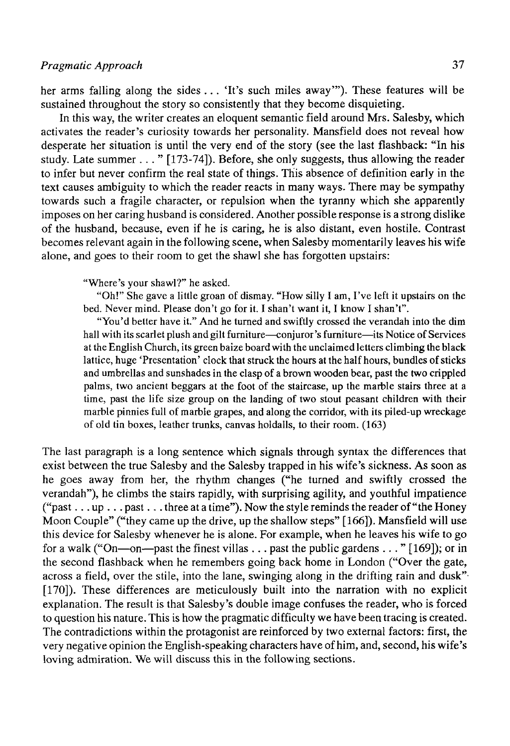her arms falling along the sides . . . 'It's such miles away'"). These features will be sustained throughout the story so consistently that they become disquieting.

In this way, the writer creates an eloquent semantic field around Mrs. Salesby, which activates the reader's curiosity towards her personality. Mansfield does not reveal how desperate her situation is until the very end of the story (see the last flashback: "In his study. Late summer . . . " [173-74]). Before, she only suggests, thus allowing the reader to infer but never confirm the real state of things. This absence of definition early in the text causes ambiguity to which the reader reacts in many ways. There may be sympathy towards such a fragile character, or repulsion when the tyranny which she apparently imposes on her caring husband is considered. Another possible response is a strong dislike of the husband, because, even if he is caring, he is also distant, even hostile. Contrast becomes relevant again in the following scene, when Salesby momentarily leaves his wife alone, and goes to their room to get the shawl she has forgotten upstairs:

> "Where's your shawl?" he asked.
>
> "Oh!" She gave a little groan of dismay. "How silly I am, I've left it upstairs on the bed. Never mind. Please don't go for it. I shan't want it, I know I shan't".
>
> "You'd better have it." And he turned and swiftly crossed the verandah into the dim hall with its scarlet plush and gilt furniture—conjuror's furniture—its Notice of Services at the English Church, its green baize board with the unclaimed letters climbing the black lattice, huge 'Presentation' clock that struck the hours at the half hours, bundles of sticks and umbrellas and sunshades in the clasp of a brown wooden bear, past the two crippled palms, two ancient beggars at the foot of the staircase, up the marble stairs three at a time, past the life size group on the landing of two stout peasant children with their marble pinnies full of marble grapes, and along the corridor, with its piled-up wreckage of old tin boxes, leather trunks, canvas holdalls, to their room. (163)

The last paragraph is a long sentence which signals through syntax the differences that exist between the true Salesby and the Salesby trapped in his wife's sickness. As soon as he goes away from her, the rhythm changes ("he turned and swiftly crossed the verandah"), he climbs the stairs rapidly, with surprising agility, and youthful impatience ("past . . . up . . . past . . . three at a time"). Now the style reminds the reader of "the Honey Moon Couple" ("they came up the drive, up the shallow steps" [166]). Mansfield will use this device for Salesby whenever he is alone. For example, when he leaves his wife to go for a walk ("On—on—past the finest villas . . . past the public gardens . . . " [169]); or in the second flashback when he remembers going back home in London ("Over the gate, across a field, over the stile, into the lane, swinging along in the drifting rain and dusk" [170]). These differences are meticulously built into the narration with no explicit explanation. The result is that Salesby's double image confuses the reader, who is forced to question his nature. This is how the pragmatic difficulty we have been tracing is created. The contradictions within the protagonist are reinforced by two external factors: first, the very negative opinion the English-speaking characters have of him, and, second, his wife's loving admiration. We will discuss this in the following sections.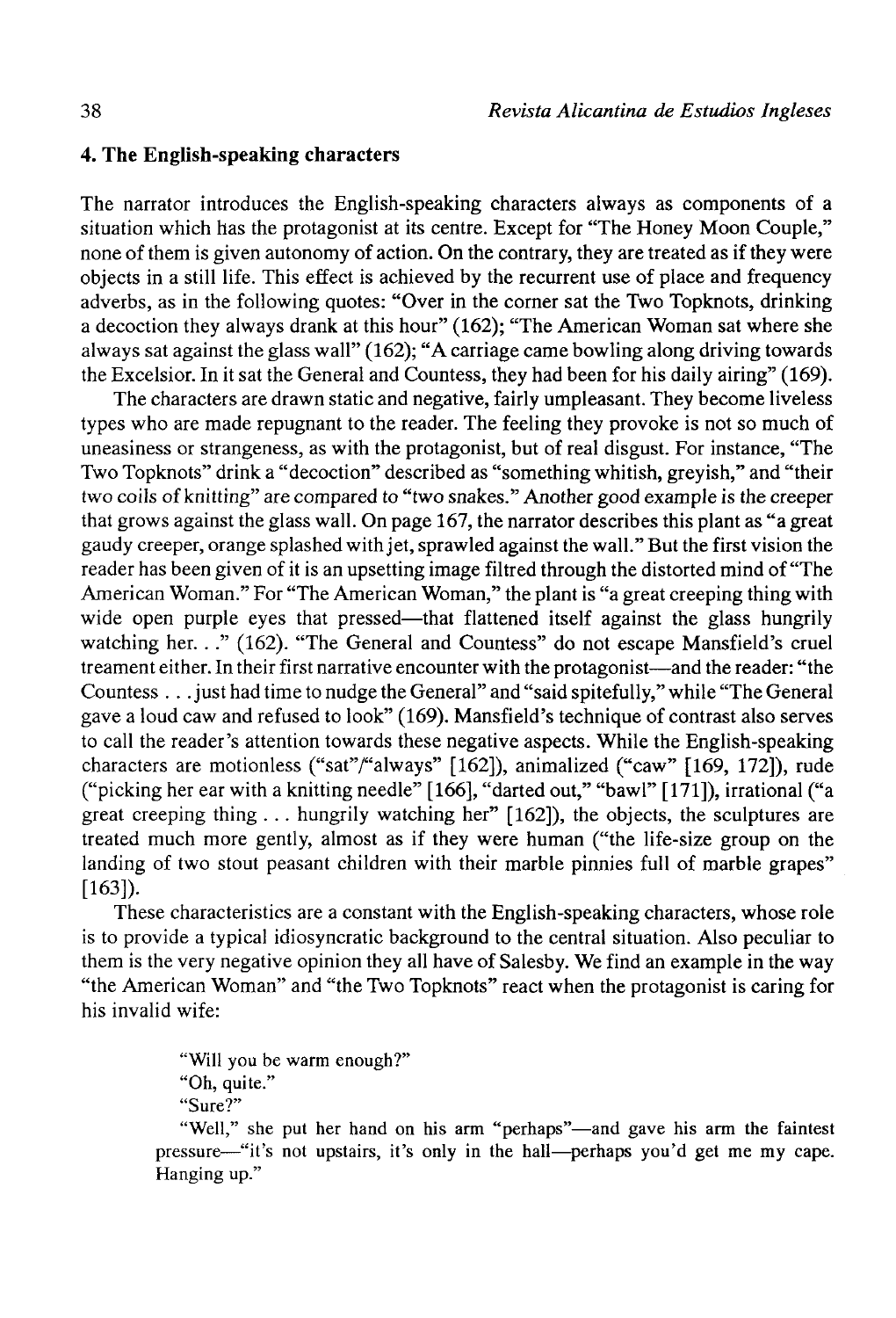## 4. The English-speaking characters

The narrator introduces the English-speaking characters always as components of a situation which has the protagonist at its centre. Except for "The Honey Moon Couple," none of them is given autonomy of action. On the contrary, they are treated as if they were objects in a still life. This effect is achieved by the recurrent use of place and frequency adverbs, as in the following quotes: "Over in the corner sat the Two Topknots, drinking a decoction they always drank at this hour" (162); "The American Woman sat where she always sat against the glass wall" (162); "A carriage came bowling along driving towards the Excelsior. In it sat the General and Countess, they had been for his daily airing" (169).

The characters are drawn static and negative, fairly umpleasant. They become liveless types who are made repugnant to the reader. The feeling they provoke is not so much of uneasiness or strangeness, as with the protagonist, but of real disgust. For instance, "The Two Topknots" drink a "decoction" described as "something whitish, greyish," and "their two coils of knitting" are compared to "two snakes." Another good example is the creeper that grows against the glass wall. On page 167, the narrator describes this plant as "a great gaudy creeper, orange splashed with jet, sprawled against the wall." But the first vision the reader has been given of it is an upsetting image filtred through the distorted mind of "The American Woman." For "The American Woman," the plant is "a great creeping thing with wide open purple eyes that pressed—that flattened itself against the glass hungrily watching her. . ." (162). "The General and Countess" do not escape Mansfield's cruel treament either. In their first narrative encounter with the protagonist—and the reader: "the Countess . . . just had time to nudge the General" and "said spitefully," while "The General gave a loud caw and refused to look" (169). Mansfield's technique of contrast also serves to call the reader's attention towards these negative aspects. While the English-speaking characters are motionless ("sat"/"always" [162]), animalized ("caw" [169, 172]), rude ("picking her ear with a knitting needle" [166], "darted out," "bawl" [171]), irrational ("a great creeping thing . . . hungrily watching her" [162]), the objects, the sculptures are treated much more gently, almost as if they were human ("the life-size group on the landing of two stout peasant children with their marble pinnies full of marble grapes" [163]).

These characteristics are a constant with the English-speaking characters, whose role is to provide a typical idiosyncratic background to the central situation. Also peculiar to them is the very negative opinion they all have of Salesby. We find an example in the way "the American Woman" and "the Two Topknots" react when the protagonist is caring for his invalid wife:

> "Will you be warm enough?"
> 
> "Oh, quite."
> 
> "Sure?"
> 
> "Well," she put her hand on his arm "perhaps"—and gave his arm the faintest pressure—"it's not upstairs, it's only in the hall—perhaps you'd get me my cape. Hanging up."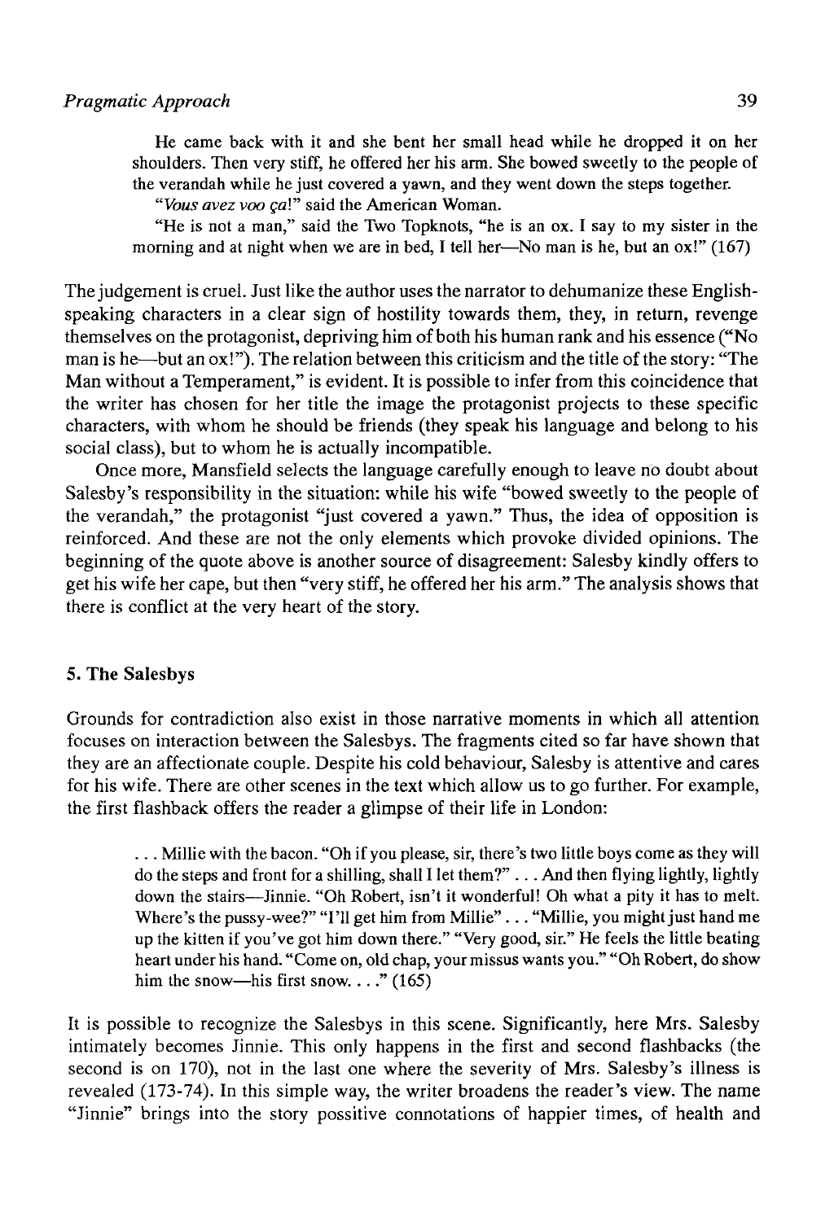> He came back with it and she bent her small head while he dropped it on her shoulders. Then very stiff, he offered her his arm. She bowed sweetly to the people of the verandah while he just covered a yawn, and they went down the steps together.
>
> "*Vous avez voo ça!*" said the American Woman.
>
> "He is not a man," said the Two Topknots, "he is an ox. I say to my sister in the morning and at night when we are in bed, I tell her—No man is he, but an ox!" (167)

The judgement is cruel. Just like the author uses the narrator to dehumanize these English-speaking characters in a clear sign of hostility towards them, they, in return, revenge themselves on the protagonist, depriving him of both his human rank and his essence ("No man is he—but an ox!"). The relation between this criticism and the title of the story: "The Man without a Temperament," is evident. It is possible to infer from this coincidence that the writer has chosen for her title the image the protagonist projects to these specific characters, with whom he should be friends (they speak his language and belong to his social class), but to whom he is actually incompatible.

Once more, Mansfield selects the language carefully enough to leave no doubt about Salesby's responsibility in the situation: while his wife "bowed sweetly to the people of the verandah," the protagonist "just covered a yawn." Thus, the idea of opposition is reinforced. And these are not the only elements which provoke divided opinions. The beginning of the quote above is another source of disagreement: Salesby kindly offers to get his wife her cape, but then "very stiff, he offered her his arm." The analysis shows that there is conflict at the very heart of the story.

## 5. The Salesbys

Grounds for contradiction also exist in those narrative moments in which all attention focuses on interaction between the Salesbys. The fragments cited so far have shown that they are an affectionate couple. Despite his cold behaviour, Salesby is attentive and cares for his wife. There are other scenes in the text which allow us to go further. For example, the first flashback offers the reader a glimpse of their life in London:

> . . . Millie with the bacon. "Oh if you please, sir, there's two little boys come as they will do the steps and front for a shilling, shall I let them?" . . . And then flying lightly, lightly down the stairs—Jinnie. "Oh Robert, isn't it wonderful! Oh what a pity it has to melt. Where's the pussy-wee?" "I'll get him from Millie" . . . "Millie, you might just hand me up the kitten if you've got him down there." "Very good, sir." He feels the little beating heart under his hand. "Come on, old chap, your missus wants you." "Oh Robert, do show him the snow—his first snow. . . ." (165)

It is possible to recognize the Salesbys in this scene. Significantly, here Mrs. Salesby intimately becomes Jinnie. This only happens in the first and second flashbacks (the second is on 170), not in the last one where the severity of Mrs. Salesby's illness is revealed (173-74). In this simple way, the writer broadens the reader's view. The name "Jinnie" brings into the story possitive connotations of happier times, of health and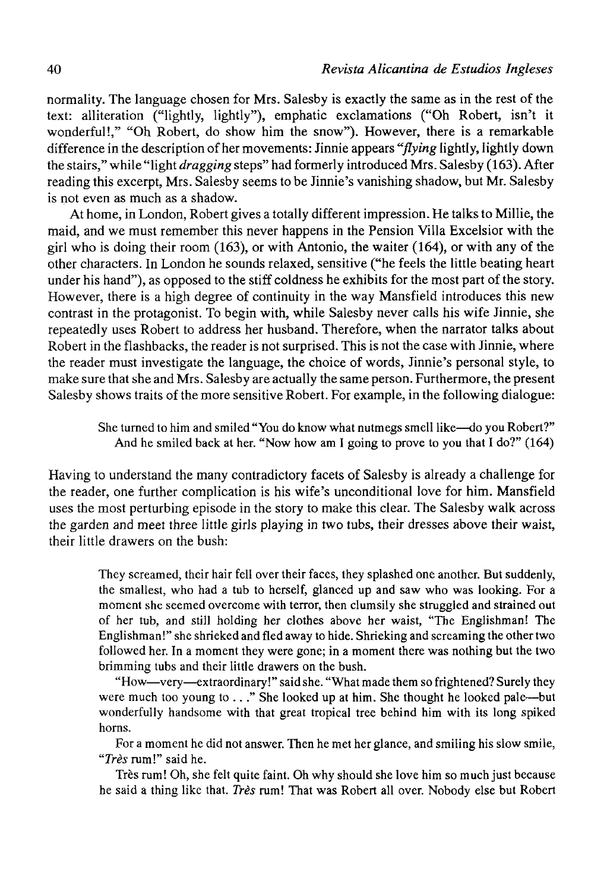normality. The language chosen for Mrs. Salesby is exactly the same as in the rest of the text: alliteration ("lightly, lightly"), emphatic exclamations ("Oh Robert, isn't it wonderful!," "Oh Robert, do show him the snow"). However, there is a remarkable difference in the description of her movements: Jinnie appears "*flying* lightly, lightly down the stairs," while "light *dragging* steps" had formerly introduced Mrs. Salesby (163). After reading this excerpt, Mrs. Salesby seems to be Jinnie's vanishing shadow, but Mr. Salesby is not even as much as a shadow.

At home, in London, Robert gives a totally different impression. He talks to Millie, the maid, and we must remember this never happens in the Pension Villa Excelsior with the girl who is doing their room (163), or with Antonio, the waiter (164), or with any of the other characters. In London he sounds relaxed, sensitive ("he feels the little beating heart under his hand"), as opposed to the stiff coldness he exhibits for the most part of the story. However, there is a high degree of continuity in the way Mansfield introduces this new contrast in the protagonist. To begin with, while Salesby never calls his wife Jinnie, she repeatedly uses Robert to address her husband. Therefore, when the narrator talks about Robert in the flashbacks, the reader is not surprised. This is not the case with Jinnie, where the reader must investigate the language, the choice of words, Jinnie's personal style, to make sure that she and Mrs. Salesby are actually the same person. Furthermore, the present Salesby shows traits of the more sensitive Robert. For example, in the following dialogue:

> She turned to him and smiled "You do know what nutmegs smell like—do you Robert?" And he smiled back at her. "Now how am I going to prove to you that I do?" (164)

Having to understand the many contradictory facets of Salesby is already a challenge for the reader, one further complication is his wife's unconditional love for him. Mansfield uses the most perturbing episode in the story to make this clear. The Salesby walk across the garden and meet three little girls playing in two tubs, their dresses above their waist, their little drawers on the bush:

> They screamed, their hair fell over their faces, they splashed one another. But suddenly, the smallest, who had a tub to herself, glanced up and saw who was looking. For a moment she seemed overcome with terror, then clumsily she struggled and strained out of her tub, and still holding her clothes above her waist, "The Englishman! The Englishman!" she shrieked and fled away to hide. Shrieking and screaming the other two followed her. In a moment they were gone; in a moment there was nothing but the two brimming tubs and their little drawers on the bush.
>
> "How—very—extraordinary!" said she. "What made them so frightened? Surely they were much too young to . . ." She looked up at him. She thought he looked pale—but wonderfully handsome with that great tropical tree behind him with its long spiked horns.
>
> For a moment he did not answer. Then he met her glance, and smiling his slow smile, "*Très* rum!" said he.
>
> Très rum! Oh, she felt quite faint. Oh why should she love him so much just because he said a thing like that. *Très* rum! That was Robert all over. Nobody else but Robert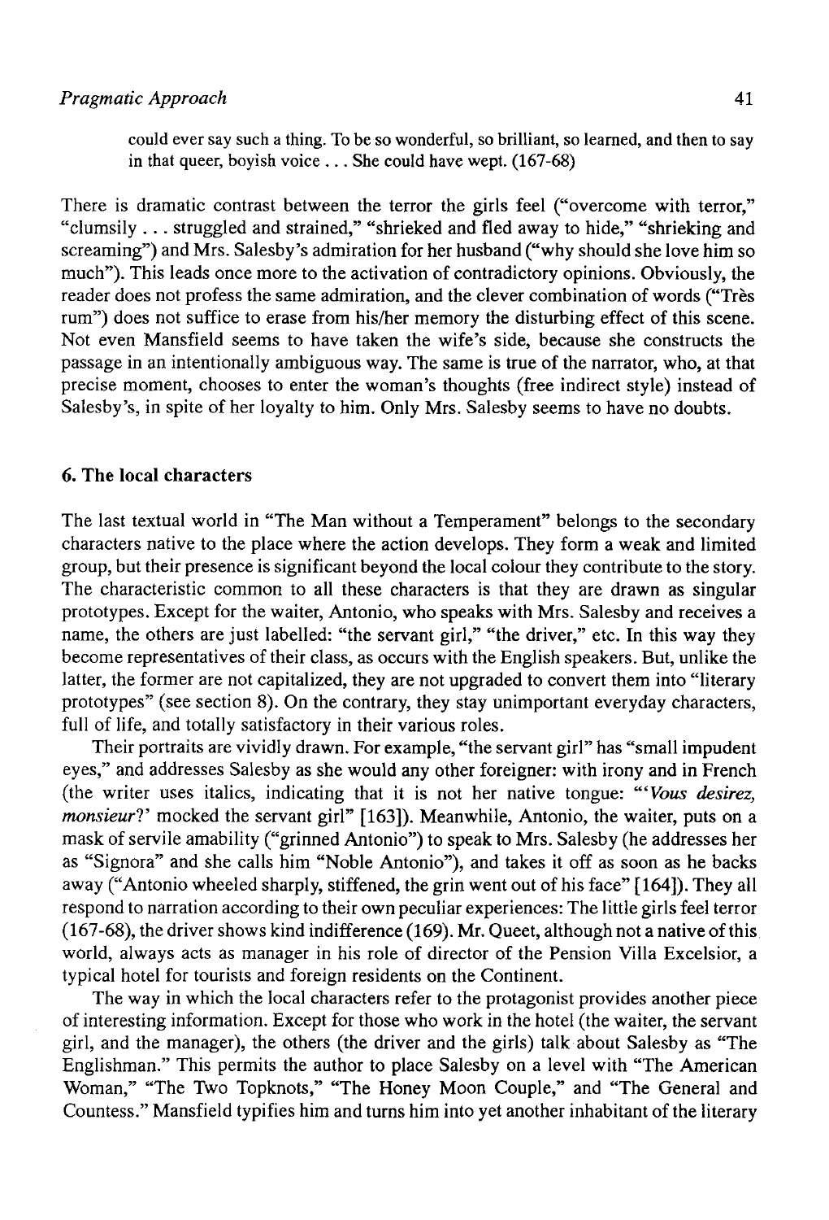> could ever say such a thing. To be so wonderful, so brilliant, so learned, and then to say in that queer, boyish voice . . . She could have wept. (167-68)

There is dramatic contrast between the terror the girls feel ("overcome with terror," "clumsily . . . struggled and strained," "shrieked and fled away to hide," "shrieking and screaming") and Mrs. Salesby's admiration for her husband ("why should she love him so much"). This leads once more to the activation of contradictory opinions. Obviously, the reader does not profess the same admiration, and the clever combination of words ("Très rum") does not suffice to erase from his/her memory the disturbing effect of this scene. Not even Mansfield seems to have taken the wife's side, because she constructs the passage in an intentionally ambiguous way. The same is true of the narrator, who, at that precise moment, chooses to enter the woman's thoughts (free indirect style) instead of Salesby's, in spite of her loyalty to him. Only Mrs. Salesby seems to have no doubts.

## 6. The local characters

The last textual world in "The Man without a Temperament" belongs to the secondary characters native to the place where the action develops. They form a weak and limited group, but their presence is significant beyond the local colour they contribute to the story. The characteristic common to all these characters is that they are drawn as singular prototypes. Except for the waiter, Antonio, who speaks with Mrs. Salesby and receives a name, the others are just labelled: "the servant girl," "the driver," etc. In this way they become representatives of their class, as occurs with the English speakers. But, unlike the latter, the former are not capitalized, they are not upgraded to convert them into "literary prototypes" (see section 8). On the contrary, they stay unimportant everyday characters, full of life, and totally satisfactory in their various roles.

Their portraits are vividly drawn. For example, "the servant girl" has "small impudent eyes," and addresses Salesby as she would any other foreigner: with irony and in French (the writer uses italics, indicating that it is not her native tongue: "'*Vous desirez, monsieur*?' mocked the servant girl" [163]). Meanwhile, Antonio, the waiter, puts on a mask of servile amability ("grinned Antonio") to speak to Mrs. Salesby (he addresses her as "Signora" and she calls him "Noble Antonio"), and takes it off as soon as he backs away ("Antonio wheeled sharply, stiffened, the grin went out of his face" [164]). They all respond to narration according to their own peculiar experiences: The little girls feel terror (167-68), the driver shows kind indifference (169). Mr. Queet, although not a native of this world, always acts as manager in his role of director of the Pension Villa Excelsior, a typical hotel for tourists and foreign residents on the Continent.

The way in which the local characters refer to the protagonist provides another piece of interesting information. Except for those who work in the hotel (the waiter, the servant girl, and the manager), the others (the driver and the girls) talk about Salesby as "The Englishman." This permits the author to place Salesby on a level with "The American Woman," "The Two Topknots," "The Honey Moon Couple," and "The General and Countess." Mansfield typifies him and turns him into yet another inhabitant of the literary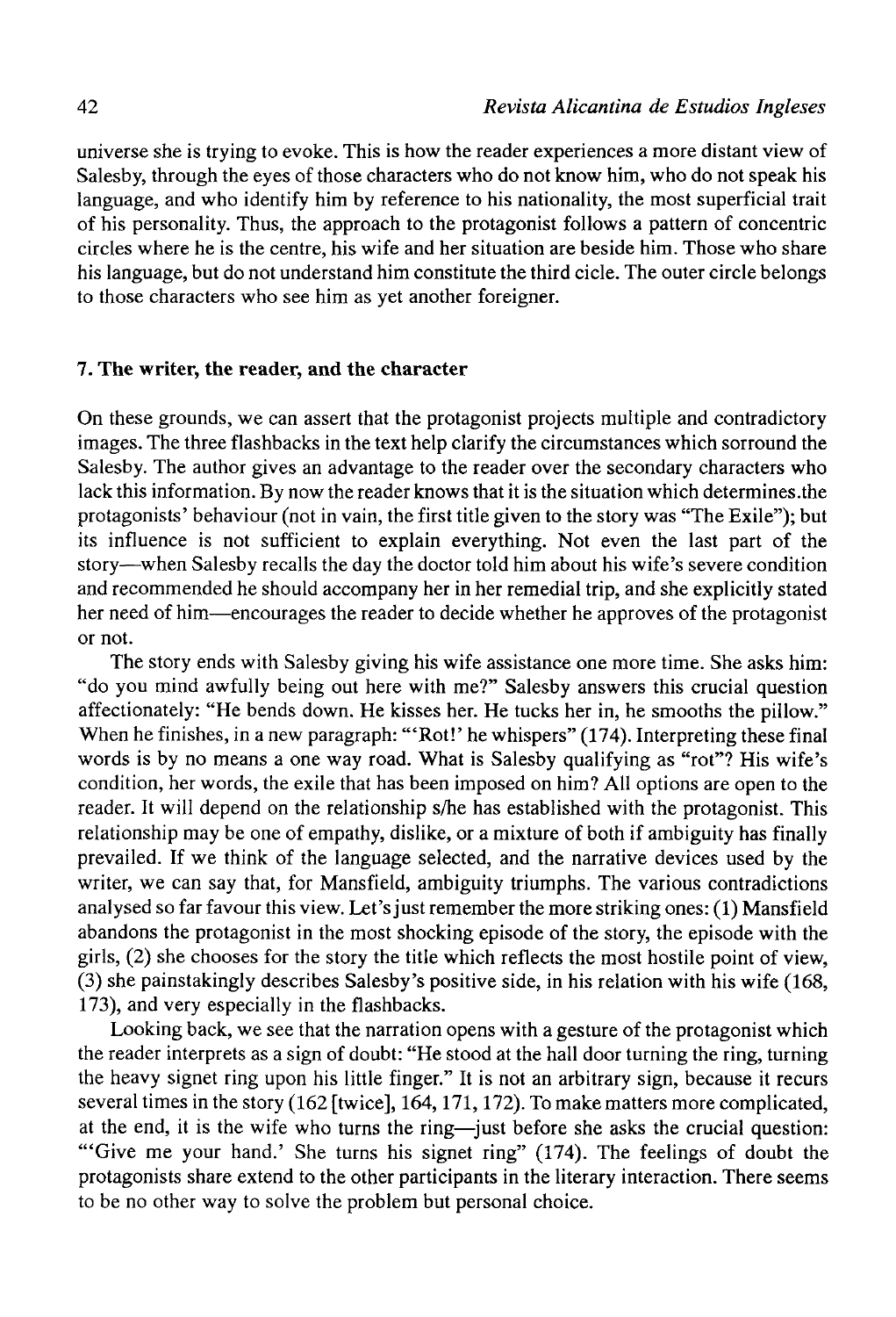universe she is trying to evoke. This is how the reader experiences a more distant view of Salesby, through the eyes of those characters who do not know him, who do not speak his language, and who identify him by reference to his nationality, the most superficial trait of his personality. Thus, the approach to the protagonist follows a pattern of concentric circles where he is the centre, his wife and her situation are beside him. Those who share his language, but do not understand him constitute the third cicle. The outer circle belongs to those characters who see him as yet another foreigner.

## 7. The writer, the reader, and the character

On these grounds, we can assert that the protagonist projects multiple and contradictory images. The three flashbacks in the text help clarify the circumstances which sorround the Salesby. The author gives an advantage to the reader over the secondary characters who lack this information. By now the reader knows that it is the situation which determines.the protagonists' behaviour (not in vain, the first title given to the story was "The Exile"); but its influence is not sufficient to explain everything. Not even the last part of the story—when Salesby recalls the day the doctor told him about his wife's severe condition and recommended he should accompany her in her remedial trip, and she explicitly stated her need of him—encourages the reader to decide whether he approves of the protagonist or not.

The story ends with Salesby giving his wife assistance one more time. She asks him: "do you mind awfully being out here with me?" Salesby answers this crucial question affectionately: "He bends down. He kisses her. He tucks her in, he smooths the pillow." When he finishes, in a new paragraph: "'Rot!' he whispers" (174). Interpreting these final words is by no means a one way road. What is Salesby qualifying as "rot"? His wife's condition, her words, the exile that has been imposed on him? All options are open to the reader. It will depend on the relationship s/he has established with the protagonist. This relationship may be one of empathy, dislike, or a mixture of both if ambiguity has finally prevailed. If we think of the language selected, and the narrative devices used by the writer, we can say that, for Mansfield, ambiguity triumphs. The various contradictions analysed so far favour this view. Let's just remember the more striking ones: (1) Mansfield abandons the protagonist in the most shocking episode of the story, the episode with the girls, (2) she chooses for the story the title which reflects the most hostile point of view, (3) she painstakingly describes Salesby's positive side, in his relation with his wife (168, 173), and very especially in the flashbacks.

Looking back, we see that the narration opens with a gesture of the protagonist which the reader interprets as a sign of doubt: "He stood at the hall door turning the ring, turning the heavy signet ring upon his little finger." It is not an arbitrary sign, because it recurs several times in the story (162 [twice], 164, 171, 172). To make matters more complicated, at the end, it is the wife who turns the ring—just before she asks the crucial question: "'Give me your hand.' She turns his signet ring" (174). The feelings of doubt the protagonists share extend to the other participants in the literary interaction. There seems to be no other way to solve the problem but personal choice.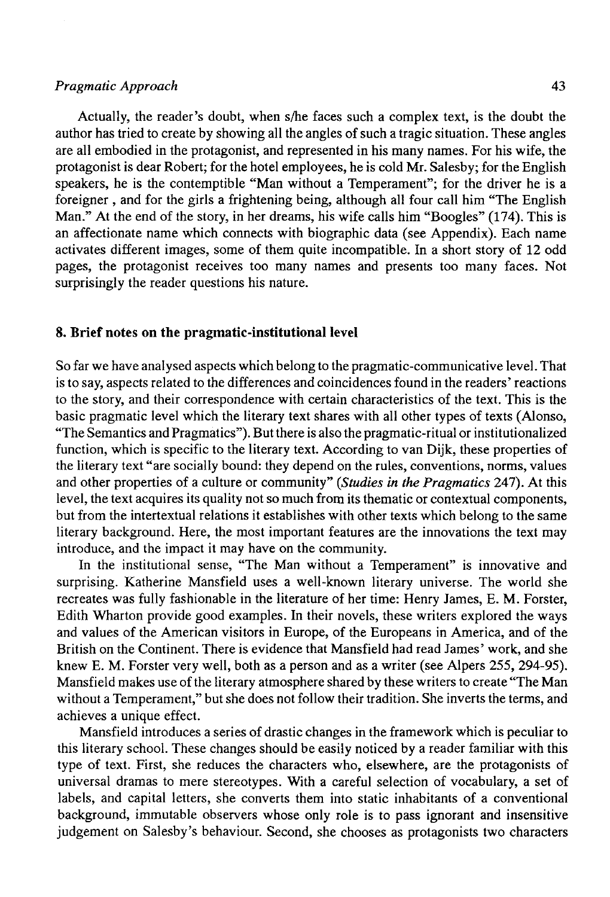Actually, the reader's doubt, when s/he faces such a complex text, is the doubt the author has tried to create by showing all the angles of such a tragic situation. These angles are all embodied in the protagonist, and represented in his many names. For his wife, the protagonist is dear Robert; for the hotel employees, he is cold Mr. Salesby; for the English speakers, he is the contemptible "Man without a Temperament"; for the driver he is a foreigner , and for the girls a frightening being, although all four call him "The English Man." At the end of the story, in her dreams, his wife calls him "Boogles" (174). This is an affectionate name which connects with biographic data (see Appendix). Each name activates different images, some of them quite incompatible. In a short story of 12 odd pages, the protagonist receives too many names and presents too many faces. Not surprisingly the reader questions his nature.

## 8. Brief notes on the pragmatic-institutional level

So far we have analysed aspects which belong to the pragmatic-communicative level. That is to say, aspects related to the differences and coincidences found in the readers' reactions to the story, and their correspondence with certain characteristics of the text. This is the basic pragmatic level which the literary text shares with all other types of texts (Alonso, "The Semantics and Pragmatics"). But there is also the pragmatic-ritual or institutionalized function, which is specific to the literary text. According to van Dijk, these properties of the literary text "are socially bound: they depend on the rules, conventions, norms, values and other properties of a culture or community" (*Studies in the Pragmatics* 247). At this level, the text acquires its quality not so much from its thematic or contextual components, but from the intertextual relations it establishes with other texts which belong to the same literary background. Here, the most important features are the innovations the text may introduce, and the impact it may have on the community.

In the institutional sense, "The Man without a Temperament" is innovative and surprising. Katherine Mansfield uses a well-known literary universe. The world she recreates was fully fashionable in the literature of her time: Henry James, E. M. Forster, Edith Wharton provide good examples. In their novels, these writers explored the ways and values of the American visitors in Europe, of the Europeans in America, and of the British on the Continent. There is evidence that Mansfield had read James' work, and she knew E. M. Forster very well, both as a person and as a writer (see Alpers 255, 294-95). Mansfield makes use of the literary atmosphere shared by these writers to create "The Man without a Temperament," but she does not follow their tradition. She inverts the terms, and achieves a unique effect.

Mansfield introduces a series of drastic changes in the framework which is peculiar to this literary school. These changes should be easily noticed by a reader familiar with this type of text. First, she reduces the characters who, elsewhere, are the protagonists of universal dramas to mere stereotypes. With a careful selection of vocabulary, a set of labels, and capital letters, she converts them into static inhabitants of a conventional background, immutable observers whose only role is to pass ignorant and insensitive judgement on Salesby's behaviour. Second, she chooses as protagonists two characters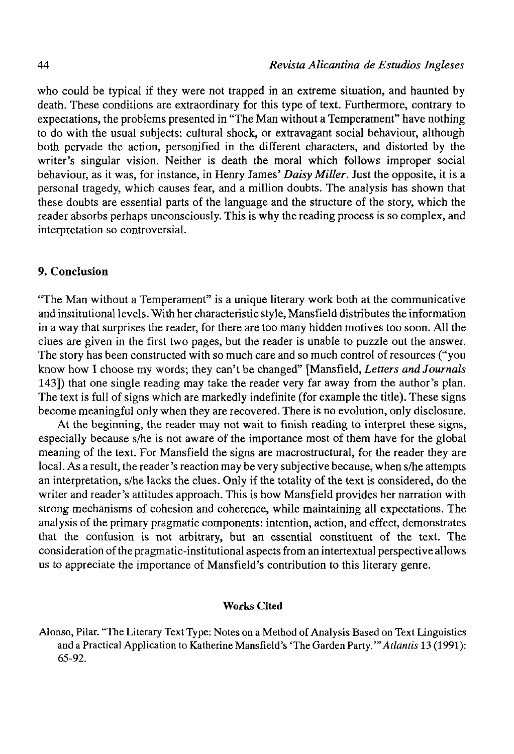who could be typical if they were not trapped in an extreme situation, and haunted by death. These conditions are extraordinary for this type of text. Furthermore, contrary to expectations, the problems presented in "The Man without a Temperament" have nothing to do with the usual subjects: cultural shock, or extravagant social behaviour, although both pervade the action, personified in the different characters, and distorted by the writer's singular vision. Neither is death the moral which follows improper social behaviour, as it was, for instance, in Henry James' *Daisy Miller*. Just the opposite, it is a personal tragedy, which causes fear, and a million doubts. The analysis has shown that these doubts are essential parts of the language and the structure of the story, which the reader absorbs perhaps unconsciously. This is why the reading process is so complex, and interpretation so controversial.

## 9. Conclusion

"The Man without a Temperament" is a unique literary work both at the communicative and institutional levels. With her characteristic style, Mansfield distributes the information in a way that surprises the reader, for there are too many hidden motives too soon. All the clues are given in the first two pages, but the reader is unable to puzzle out the answer. The story has been constructed with so much care and so much control of resources ("you know how I choose my words; they can't be changed" [Mansfield, *Letters and Journals* 143]) that one single reading may take the reader very far away from the author's plan. The text is full of signs which are markedly indefinite (for example the title). These signs become meaningful only when they are recovered. There is no evolution, only disclosure.

At the beginning, the reader may not wait to finish reading to interpret these signs, especially because s/he is not aware of the importance most of them have for the global meaning of the text. For Mansfield the signs are macrostructural, for the reader they are local. As a result, the reader's reaction may be very subjective because, when s/he attempts an interpretation, s/he lacks the clues. Only if the totality of the text is considered, do the writer and reader's attitudes approach. This is how Mansfield provides her narration with strong mechanisms of cohesion and coherence, while maintaining all expectations. The analysis of the primary pragmatic components: intention, action, and effect, demonstrates that the confusion is not arbitrary, but an essential constituent of the text. The consideration of the pragmatic-institutional aspects from an intertextual perspective allows us to appreciate the importance of Mansfield's contribution to this literary genre.

### Works Cited

Alonso, Pilar. "The Literary Text Type: Notes on a Method of Analysis Based on Text Linguistics and a Practical Application to Katherine Mansfield's 'The Garden Party.'" *Atlantis* 13 (1991): 65-92.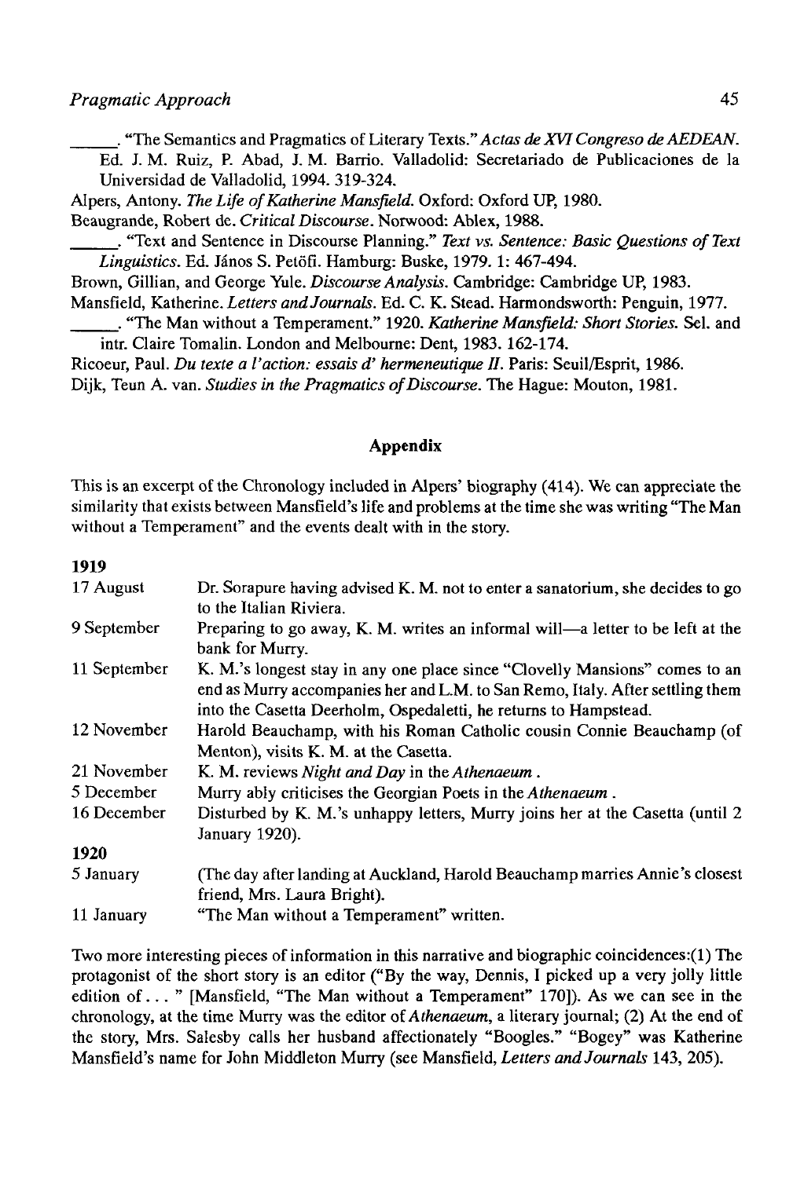______. "The Semantics and Pragmatics of Literary Texts." *Actas de XVI Congreso de AEDEAN*. Ed. J. M. Ruiz, P. Abad, J. M. Barrio. Valladolid: Secretariado de Publicaciones de la Universidad de Valladolid, 1994. 319-324.

Alpers, Antony. *The Life of Katherine Mansfield*. Oxford: Oxford UP, 1980.

Beaugrande, Robert de. *Critical Discourse*. Norwood: Ablex, 1988.

______. "Text and Sentence in Discourse Planning." *Text vs. Sentence: Basic Questions of Text Linguistics*. Ed. János S. Petöfi. Hamburg: Buske, 1979. 1: 467-494.

Brown, Gillian, and George Yule. *Discourse Analysis*. Cambridge: Cambridge UP, 1983.

Mansfield, Katherine. *Letters and Journals*. Ed. C. K. Stead. Harmondsworth: Penguin, 1977.

______. "The Man without a Temperament." 1920. *Katherine Mansfield: Short Stories*. Sel. and intr. Claire Tomalin. London and Melbourne: Dent, 1983. 162-174.

Ricoeur, Paul. *Du texte a l'action: essais d' hermeneutique II*. Paris: Seuil/Esprit, 1986.

Dijk, Teun A. van. *Studies in the Pragmatics of Discourse*. The Hague: Mouton, 1981.

## Appendix

This is an excerpt of the Chronology included in Alpers' biography (414). We can appreciate the similarity that exists between Mansfield's life and problems at the time she was writing "The Man without a Temperament" and the events dealt with in the story.

| | |
|---|---|
| **1919** | |
| 17 August | Dr. Sorapure having advised K. M. not to enter a sanatorium, she decides to go to the Italian Riviera. |
| 9 September | Preparing to go away, K. M. writes an informal will—a letter to be left at the bank for Murry. |
| 11 September | K. M.'s longest stay in any one place since "Clovelly Mansions" comes to an end as Murry accompanies her and L.M. to San Remo, Italy. After settling them into the Casetta Deerholm, Ospedaletti, he returns to Hampstead. |
| 12 November | Harold Beauchamp, with his Roman Catholic cousin Connie Beauchamp (of Menton), visits K. M. at the Casetta. |
| 21 November | K. M. reviews *Night and Day* in the *Athenaeum*. |
| 5 December | Murry ably criticises the Georgian Poets in the *Athenaeum*. |
| 16 December | Disturbed by K. M.'s unhappy letters, Murry joins her at the Casetta (until 2 January 1920). |
| **1920** | |
| 5 January | (The day after landing at Auckland, Harold Beauchamp marries Annie's closest friend, Mrs. Laura Bright). |
| 11 January | "The Man without a Temperament" written. |

Two more interesting pieces of information in this narrative and biographic coincidences:(1) The protagonist of the short story is an editor ("By the way, Dennis, I picked up a very jolly little edition of . . . " [Mansfield, "The Man without a Temperament" 170]). As we can see in the chronology, at the time Murry was the editor of *Athenaeum*, a literary journal; (2) At the end of the story, Mrs. Salesby calls her husband affectionately "Boogles." "Bogey" was Katherine Mansfield's name for John Middleton Murry (see Mansfield, *Letters and Journals* 143, 205).